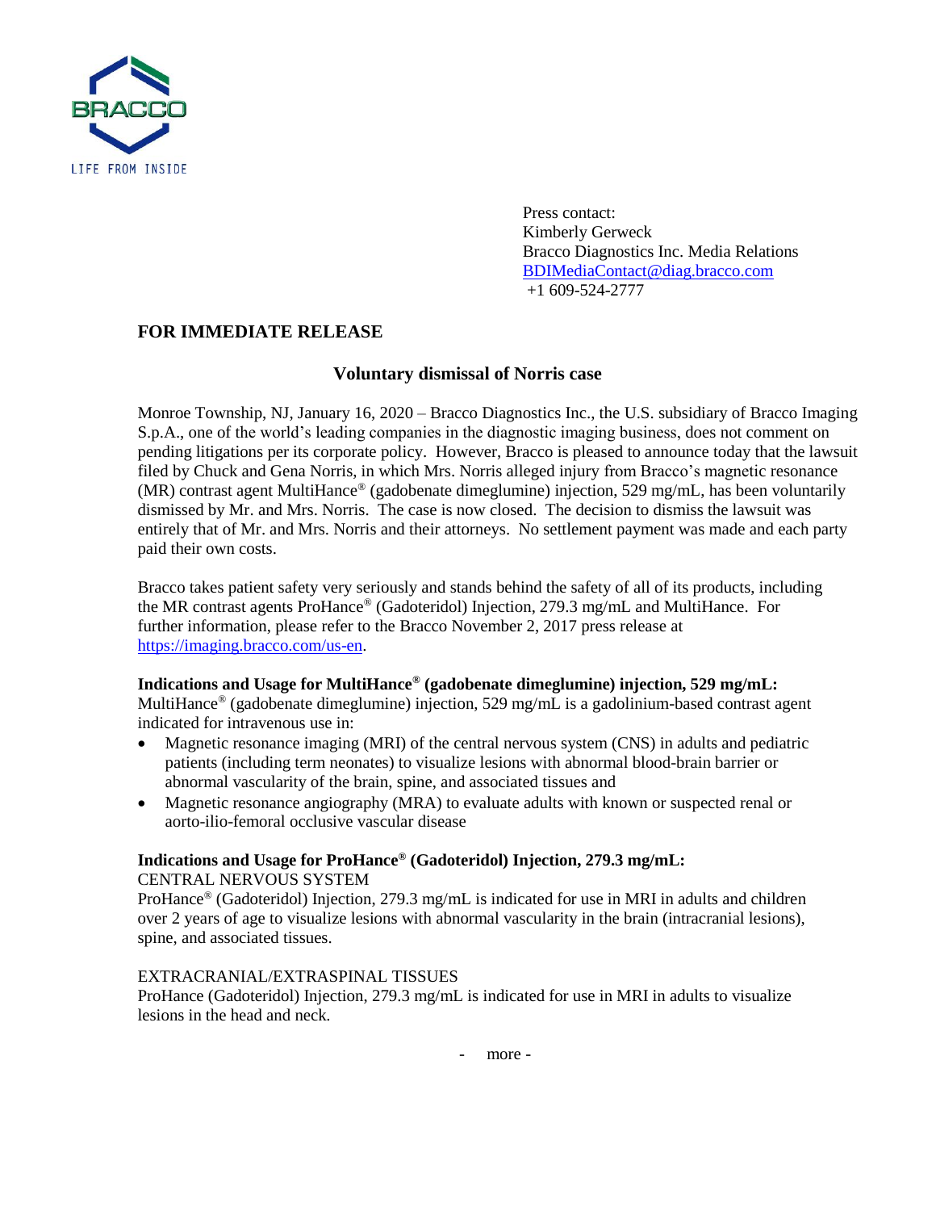BRACCO
LIFE FROM INSIDE

Press contact:
Kimberly Gerweck
Bracco Diagnostics Inc. Media Relations
BDIMediaContact@diag.bracco.com
+1 609-524-2777

**FOR IMMEDIATE RELEASE**

## Voluntary dismissal of Norris case

Monroe Township, NJ, January 16, 2020 – Bracco Diagnostics Inc., the U.S. subsidiary of Bracco Imaging S.p.A., one of the world's leading companies in the diagnostic imaging business, does not comment on pending litigations per its corporate policy. However, Bracco is pleased to announce today that the lawsuit filed by Chuck and Gena Norris, in which Mrs. Norris alleged injury from Bracco's magnetic resonance (MR) contrast agent MultiHance® (gadobenate dimeglumine) injection, 529 mg/mL, has been voluntarily dismissed by Mr. and Mrs. Norris. The case is now closed. The decision to dismiss the lawsuit was entirely that of Mr. and Mrs. Norris and their attorneys. No settlement payment was made and each party paid their own costs.

Bracco takes patient safety very seriously and stands behind the safety of all of its products, including the MR contrast agents ProHance® (Gadoteridol) Injection, 279.3 mg/mL and MultiHance. For further information, please refer to the Bracco November 2, 2017 press release at https://imaging.bracco.com/us-en.

**Indications and Usage for MultiHance® (gadobenate dimeglumine) injection, 529 mg/mL:**
MultiHance® (gadobenate dimeglumine) injection, 529 mg/mL is a gadolinium-based contrast agent indicated for intravenous use in:

- Magnetic resonance imaging (MRI) of the central nervous system (CNS) in adults and pediatric patients (including term neonates) to visualize lesions with abnormal blood-brain barrier or abnormal vascularity of the brain, spine, and associated tissues and
- Magnetic resonance angiography (MRA) to evaluate adults with known or suspected renal or aorto-ilio-femoral occlusive vascular disease

**Indications and Usage for ProHance® (Gadoteridol) Injection, 279.3 mg/mL:**
CENTRAL NERVOUS SYSTEM
ProHance® (Gadoteridol) Injection, 279.3 mg/mL is indicated for use in MRI in adults and children over 2 years of age to visualize lesions with abnormal vascularity in the brain (intracranial lesions), spine, and associated tissues.

EXTRACRANIAL/EXTRASPINAL TISSUES
ProHance (Gadoteridol) Injection, 279.3 mg/mL is indicated for use in MRI in adults to visualize lesions in the head and neck.

- more -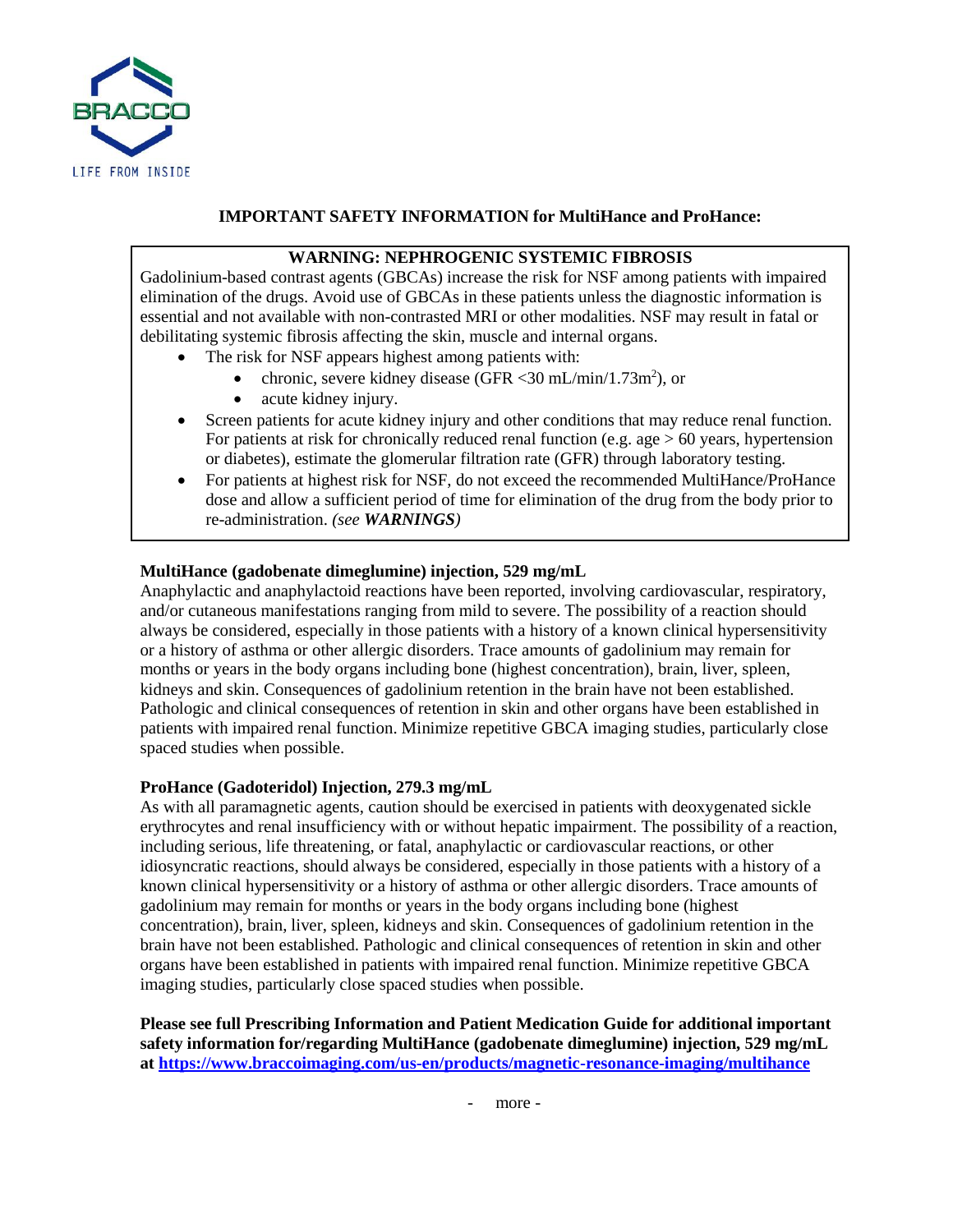BRACCO

LIFE FROM INSIDE

## IMPORTANT SAFETY INFORMATION for MultiHance and ProHance:

**WARNING: NEPHROGENIC SYSTEMIC FIBROSIS**

Gadolinium-based contrast agents (GBCAs) increase the risk for NSF among patients with impaired elimination of the drugs. Avoid use of GBCAs in these patients unless the diagnostic information is essential and not available with non-contrasted MRI or other modalities. NSF may result in fatal or debilitating systemic fibrosis affecting the skin, muscle and internal organs.

- The risk for NSF appears highest among patients with:
    - chronic, severe kidney disease (GFR <30 mL/min/1.73m$^2$), or
    - acute kidney injury.
- Screen patients for acute kidney injury and other conditions that may reduce renal function. For patients at risk for chronically reduced renal function (e.g. age > 60 years, hypertension or diabetes), estimate the glomerular filtration rate (GFR) through laboratory testing.
- For patients at highest risk for NSF, do not exceed the recommended MultiHance/ProHance dose and allow a sufficient period of time for elimination of the drug from the body prior to re-administration. *(see **WARNINGS**)*

**MultiHance (gadobenate dimeglumine) injection, 529 mg/mL**

Anaphylactic and anaphylactoid reactions have been reported, involving cardiovascular, respiratory, and/or cutaneous manifestations ranging from mild to severe. The possibility of a reaction should always be considered, especially in those patients with a history of a known clinical hypersensitivity or a history of asthma or other allergic disorders. Trace amounts of gadolinium may remain for months or years in the body organs including bone (highest concentration), brain, liver, spleen, kidneys and skin. Consequences of gadolinium retention in the brain have not been established. Pathologic and clinical consequences of retention in skin and other organs have been established in patients with impaired renal function. Minimize repetitive GBCA imaging studies, particularly close spaced studies when possible.

**ProHance (Gadoteridol) Injection, 279.3 mg/mL**

As with all paramagnetic agents, caution should be exercised in patients with deoxygenated sickle erythrocytes and renal insufficiency with or without hepatic impairment. The possibility of a reaction, including serious, life threatening, or fatal, anaphylactic or cardiovascular reactions, or other idiosyncratic reactions, should always be considered, especially in those patients with a history of a known clinical hypersensitivity or a history of asthma or other allergic disorders. Trace amounts of gadolinium may remain for months or years in the body organs including bone (highest concentration), brain, liver, spleen, kidneys and skin. Consequences of gadolinium retention in the brain have not been established. Pathologic and clinical consequences of retention in skin and other organs have been established in patients with impaired renal function. Minimize repetitive GBCA imaging studies, particularly close spaced studies when possible.

**Please see full Prescribing Information and Patient Medication Guide for additional important safety information for/regarding MultiHance (gadobenate dimeglumine) injection, 529 mg/mL at [https://www.braccoimaging.com/us-en/products/magnetic-resonance-imaging/multihance](https://www.braccoimaging.com/us-en/products/magnetic-resonance-imaging/multihance)**

- more -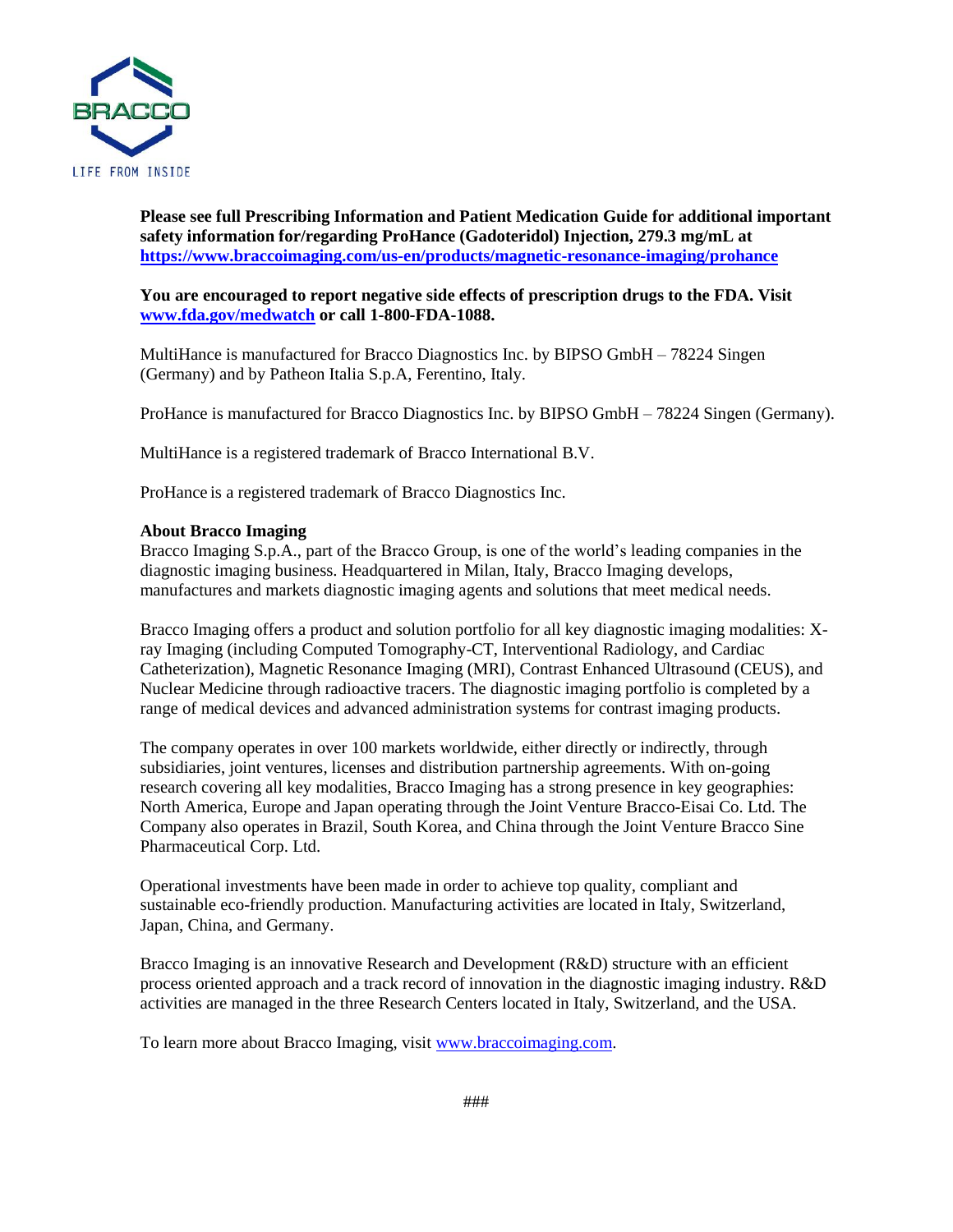**Please see full Prescribing Information and Patient Medication Guide for additional important safety information for/regarding ProHance (Gadoteridol) Injection, 279.3 mg/mL at https://www.braccoimaging.com/us-en/products/magnetic-resonance-imaging/prohance**

**You are encouraged to report negative side effects of prescription drugs to the FDA. Visit www.fda.gov/medwatch or call 1-800-FDA-1088.**

MultiHance is manufactured for Bracco Diagnostics Inc. by BIPSO GmbH – 78224 Singen (Germany) and by Patheon Italia S.p.A, Ferentino, Italy.

ProHance is manufactured for Bracco Diagnostics Inc. by BIPSO GmbH – 78224 Singen (Germany).

MultiHance is a registered trademark of Bracco International B.V.

ProHance is a registered trademark of Bracco Diagnostics Inc.

**About Bracco Imaging**

Bracco Imaging S.p.A., part of the Bracco Group, is one of the world's leading companies in the diagnostic imaging business. Headquartered in Milan, Italy, Bracco Imaging develops, manufactures and markets diagnostic imaging agents and solutions that meet medical needs.

Bracco Imaging offers a product and solution portfolio for all key diagnostic imaging modalities: X-ray Imaging (including Computed Tomography-CT, Interventional Radiology, and Cardiac Catheterization), Magnetic Resonance Imaging (MRI), Contrast Enhanced Ultrasound (CEUS), and Nuclear Medicine through radioactive tracers. The diagnostic imaging portfolio is completed by a range of medical devices and advanced administration systems for contrast imaging products.

The company operates in over 100 markets worldwide, either directly or indirectly, through subsidiaries, joint ventures, licenses and distribution partnership agreements. With on-going research covering all key modalities, Bracco Imaging has a strong presence in key geographies: North America, Europe and Japan operating through the Joint Venture Bracco-Eisai Co. Ltd. The Company also operates in Brazil, South Korea, and China through the Joint Venture Bracco Sine Pharmaceutical Corp. Ltd.

Operational investments have been made in order to achieve top quality, compliant and sustainable eco-friendly production. Manufacturing activities are located in Italy, Switzerland, Japan, China, and Germany.

Bracco Imaging is an innovative Research and Development (R&D) structure with an efficient process oriented approach and a track record of innovation in the diagnostic imaging industry. R&D activities are managed in the three Research Centers located in Italy, Switzerland, and the USA.

To learn more about Bracco Imaging, visit www.braccoimaging.com.

###